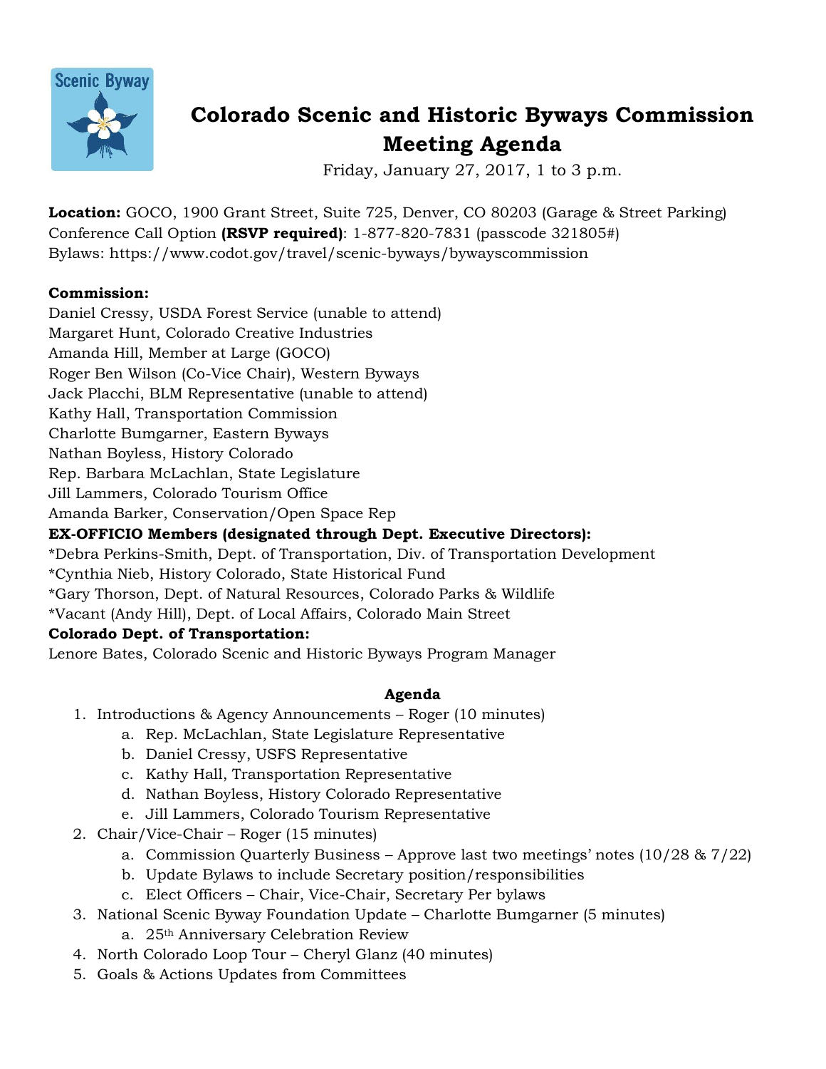# Colorado Scenic and Historic Byways Commission Meeting Agenda

Friday, January 27, 2017, 1 to 3 p.m.

**Location:** GOCO, 1900 Grant Street, Suite 725, Denver, CO 80203 (Garage & Street Parking)
Conference Call Option **(RSVP required)**: 1-877-820-7831 (passcode 321805#)
Bylaws: https://www.codot.gov/travel/scenic-byways/bywayscommission

**Commission:**
Daniel Cressy, USDA Forest Service (unable to attend)
Margaret Hunt, Colorado Creative Industries
Amanda Hill, Member at Large (GOCO)
Roger Ben Wilson (Co-Vice Chair), Western Byways
Jack Placchi, BLM Representative (unable to attend)
Kathy Hall, Transportation Commission
Charlotte Bumgarner, Eastern Byways
Nathan Boyless, History Colorado
Rep. Barbara McLachlan, State Legislature
Jill Lammers, Colorado Tourism Office
Amanda Barker, Conservation/Open Space Rep

**EX-OFFICIO Members (designated through Dept. Executive Directors):**
*Debra Perkins-Smith, Dept. of Transportation, Div. of Transportation Development
*Cynthia Nieb, History Colorado, State Historical Fund
*Gary Thorson, Dept. of Natural Resources, Colorado Parks & Wildlife
*Vacant (Andy Hill), Dept. of Local Affairs, Colorado Main Street

**Colorado Dept. of Transportation:**
Lenore Bates, Colorado Scenic and Historic Byways Program Manager

## Agenda

1. Introductions & Agency Announcements – Roger (10 minutes)
    a. Rep. McLachlan, State Legislature Representative
    b. Daniel Cressy, USFS Representative
    c. Kathy Hall, Transportation Representative
    d. Nathan Boyless, History Colorado Representative
    e. Jill Lammers, Colorado Tourism Representative
2. Chair/Vice-Chair – Roger (15 minutes)
    a. Commission Quarterly Business – Approve last two meetings' notes (10/28 & 7/22)
    b. Update Bylaws to include Secretary position/responsibilities
    c. Elect Officers – Chair, Vice-Chair, Secretary Per bylaws
3. National Scenic Byway Foundation Update – Charlotte Bumgarner (5 minutes)
    a. 25th Anniversary Celebration Review
4. North Colorado Loop Tour – Cheryl Glanz (40 minutes)
5. Goals & Actions Updates from Committees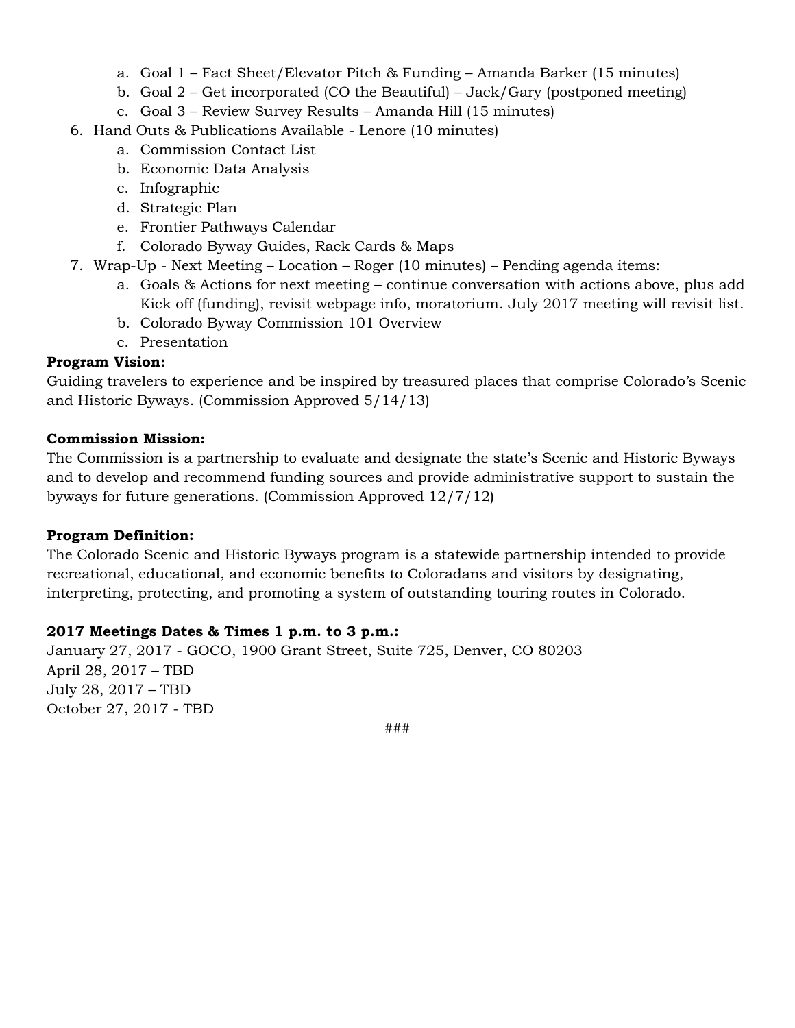a. Goal 1 – Fact Sheet/Elevator Pitch & Funding – Amanda Barker (15 minutes)
   b. Goal 2 – Get incorporated (CO the Beautiful) – Jack/Gary (postponed meeting)
   c. Goal 3 – Review Survey Results – Amanda Hill (15 minutes)
6. Hand Outs & Publications Available - Lenore (10 minutes)
   a. Commission Contact List
   b. Economic Data Analysis
   c. Infographic
   d. Strategic Plan
   e. Frontier Pathways Calendar
   f. Colorado Byway Guides, Rack Cards & Maps
7. Wrap-Up - Next Meeting – Location – Roger (10 minutes) – Pending agenda items:
   a. Goals & Actions for next meeting – continue conversation with actions above, plus add Kick off (funding), revisit webpage info, moratorium. July 2017 meeting will revisit list.
   b. Colorado Byway Commission 101 Overview
   c. Presentation

**Program Vision:**
Guiding travelers to experience and be inspired by treasured places that comprise Colorado's Scenic and Historic Byways. (Commission Approved 5/14/13)

**Commission Mission:**
The Commission is a partnership to evaluate and designate the state's Scenic and Historic Byways and to develop and recommend funding sources and provide administrative support to sustain the byways for future generations. (Commission Approved 12/7/12)

**Program Definition:**
The Colorado Scenic and Historic Byways program is a statewide partnership intended to provide recreational, educational, and economic benefits to Coloradans and visitors by designating, interpreting, protecting, and promoting a system of outstanding touring routes in Colorado.

**2017 Meetings Dates & Times 1 p.m. to 3 p.m.:**
January 27, 2017 - GOCO, 1900 Grant Street, Suite 725, Denver, CO 80203
April 28, 2017 – TBD
July 28, 2017 – TBD
October 27, 2017 - TBD

###